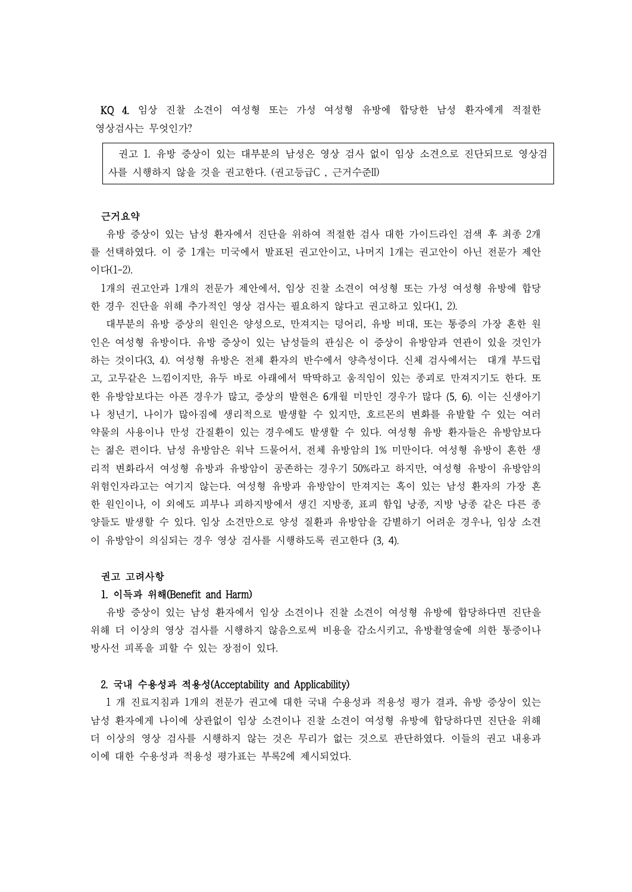**KQ 4.** 임상 진찰 소견이 여성형 또는 가성 여성형 유방에 합당한 남성 환자에게 적절한 영상검사는 무엇인가?

> 권고 1. 유방 증상이 있는 대부분의 남성은 영상 검사 없이 임상 소견으로 진단되므로 영상검사를 시행하지 않을 것을 권고한다. (권고등급C , 근거수준II)

**근거요약**

유방 증상이 있는 남성 환자에서 진단을 위하여 적절한 검사 대한 가이드라인 검색 후 최종 2개를 선택하였다. 이 중 1개는 미국에서 발표된 권고안이고, 나머지 1개는 권고안이 아닌 전문가 제안이다(1-2).

1개의 권고안과 1개의 전문가 제안에서, 임상 진찰 소견이 여성형 또는 가성 여성형 유방에 합당한 경우 진단을 위해 추가적인 영상 검사는 필요하지 않다고 권고하고 있다(1, 2).

대부분의 유방 증상의 원인은 양성으로, 만져지는 덩어리, 유방 비대, 또는 통증의 가장 흔한 원인은 여성형 유방이다. 유방 증상이 있는 남성들의 관심은 이 증상이 유방암과 연관이 있을 것인가 하는 것이다(3, 4). 여성형 유방은 전체 환자의 반수에서 양측성이다. 신체 검사에서는 대개 부드럽고, 고무같은 느낌이지만, 유두 바로 아래에서 딱딱하고 움직임이 있는 종괴로 만져지기도 한다. 또한 유방암보다는 아픈 경우가 많고, 증상의 발현은 6개월 미만인 경우가 많다 (5, 6). 이는 신생아기나 청년기, 나이가 많아짐에 생리적으로 발생할 수 있지만, 호르몬의 변화를 유발할 수 있는 여러 약물의 사용이나 만성 간질환이 있는 경우에도 발생할 수 있다. 여성형 유방 환자들은 유방암보다는 젊은 편이다. 남성 유방암은 워낙 드물어서, 전체 유방암의 1% 미만이다. 여성형 유방이 흔한 생리적 변화라서 여성형 유방과 유방암이 공존하는 경우기 50%라고 하지만, 여성형 유방이 유방암의 위험인자라고는 여기지 않는다. 여성형 유방과 유방암이 만져지는 혹이 있는 남성 환자의 가장 흔한 원인이나, 이 외에도 피부나 피하지방에서 생긴 지방종, 표피 함입 낭종, 지방 낭종 같은 다른 종양들도 발생할 수 있다. 임상 소견만으로 양성 질환과 유방암을 감별하기 어려운 경우나, 임상 소견이 유방암이 의심되는 경우 영상 검사를 시행하도록 권고한다 (3, 4).

**권고 고려사항**

**1. 이득과 위해(Benefit and Harm)**

유방 증상이 있는 남성 환자에서 임상 소견이나 진찰 소견이 여성형 유방에 합당하다면 진단을 위해 더 이상의 영상 검사를 시행하지 않음으로써 비용을 감소시키고, 유방촬영술에 의한 통증이나 방사선 피폭을 피할 수 있는 장점이 있다.

**2. 국내 수용성과 적용성(Acceptability and Applicability)**

1 개 진료지침과 1개의 전문가 권고에 대한 국내 수용성과 적용성 평가 결과, 유방 증상이 있는 남성 환자에게 나이에 상관없이 임상 소견이나 진찰 소견이 여성형 유방에 합당하다면 진단을 위해 더 이상의 영상 검사를 시행하지 않는 것은 무리가 없는 것으로 판단하였다. 이들의 권고 내용과 이에 대한 수용성과 적용성 평가표는 부록2에 제시되었다.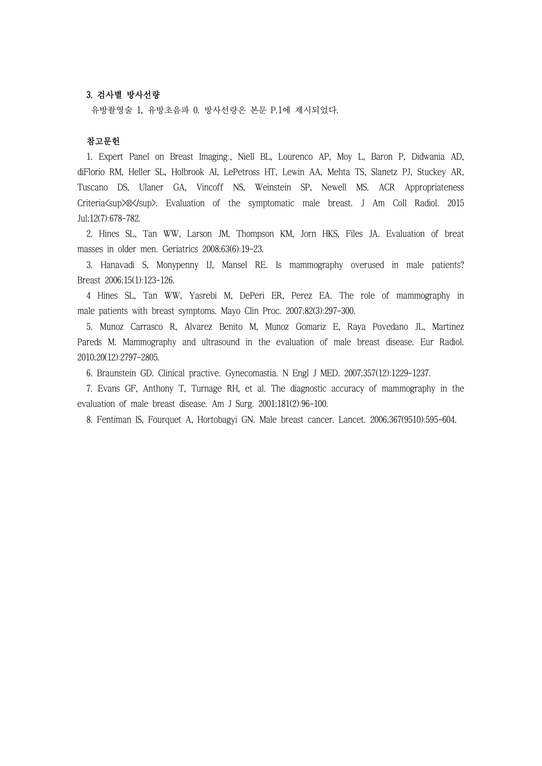### 3. 검사별 방사선량

유방촬영술 1, 유방초음파 0. 방사선량은 본문 P.1에 제시되었다.

### 참고문헌

1. Expert Panel on Breast Imaging:, Niell BL, Lourenco AP, Moy L, Baron P, Didwania AD, diFlorio RM, Heller SL, Holbrook AI, LePetross HT, Lewin AA, Mehta TS, Slanetz PJ, Stuckey AR, Tuscano DS, Ulaner GA, Vincoff NS, Weinstein SP, Newell MS. ACR Appropriateness Criteria<sup>®</sup>. Evaluation of the symptomatic male breast. J Am Coll Radiol. 2015 Jul;12(7):678-782.
2. Hines SL, Tan WW, Larson JM, Thompson KM, Jorn HKS, Files JA. Evaluation of breat masses in older men. Geriatrics 2008;63(6):19-23.
3. Hanavadi S, Monypenny IJ, Mansel RE. Is mammography overused in male patients? Breast 2006;15(1):123-126.
4. Hines SL, Tan WW, Yasrebi M, DePeri ER, Perez EA. The role of mammography in male patients with breast symptoms. Mayo Clin Proc. 2007;82(3):297-300.
5. Munoz Carrasco R, Alvarez Benito M, Munoz Gomariz E, Raya Povedano JL, Martinez Pareds M. Mammography and ultrasound in the evaluation of male breast disease. Eur Radiol. 2010;20(12):2797-2805.
6. Braunstein GD. Clinical practive. Gynecomastia. N Engl J MED. 2007;357(12):1229-1237.
7. Evans GF, Anthony T, Turnage RH, et al. The diagnostic accuracy of mammography in the evaluation of male breast disease. Am J Surg. 2001;181(2):96-100.
8. Fentiman IS, Fourquet A, Hortobagyi GN. Male breast cancer. Lancet. 2006;367(9510):595-604.